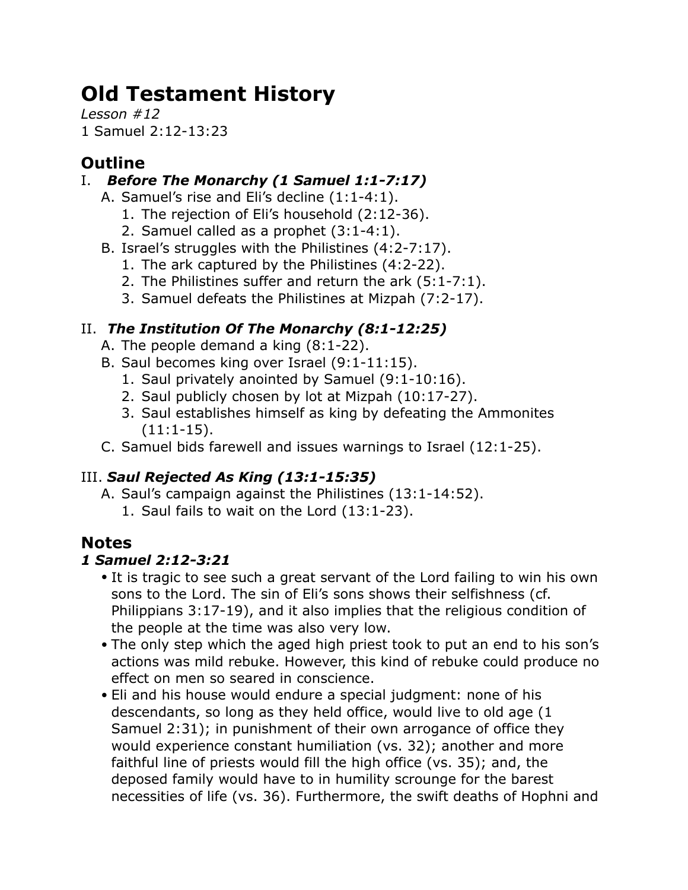# Old Testament History

*Lesson #12*
1 Samuel 2:12-13:23

## Outline

I. ***Before The Monarchy (1 Samuel 1:1-7:17)***
   - A. Samuel's rise and Eli's decline (1:1-4:1).
      1. The rejection of Eli's household (2:12-36).
      2. Samuel called as a prophet (3:1-4:1).
   - B. Israel's struggles with the Philistines (4:2-7:17).
      1. The ark captured by the Philistines (4:2-22).
      2. The Philistines suffer and return the ark (5:1-7:1).
      3. Samuel defeats the Philistines at Mizpah (7:2-17).

II. ***The Institution Of The Monarchy (8:1-12:25)***
   - A. The people demand a king (8:1-22).
   - B. Saul becomes king over Israel (9:1-11:15).
      1. Saul privately anointed by Samuel (9:1-10:16).
      2. Saul publicly chosen by lot at Mizpah (10:17-27).
      3. Saul establishes himself as king by defeating the Ammonites (11:1-15).
   - C. Samuel bids farewell and issues warnings to Israel (12:1-25).

III. ***Saul Rejected As King (13:1-15:35)***
   - A. Saul's campaign against the Philistines (13:1-14:52).
      1. Saul fails to wait on the Lord (13:1-23).

## Notes

### *1 Samuel 2:12-3:21*

- It is tragic to see such a great servant of the Lord failing to win his own sons to the Lord. The sin of Eli's sons shows their selfishness (cf. Philippians 3:17-19), and it also implies that the religious condition of the people at the time was also very low.
- The only step which the aged high priest took to put an end to his son's actions was mild rebuke. However, this kind of rebuke could produce no effect on men so seared in conscience.
- Eli and his house would endure a special judgment: none of his descendants, so long as they held office, would live to old age (1 Samuel 2:31); in punishment of their own arrogance of office they would experience constant humiliation (vs. 32); another and more faithful line of priests would fill the high office (vs. 35); and, the deposed family would have to in humility scrounge for the barest necessities of life (vs. 36). Furthermore, the swift deaths of Hophni and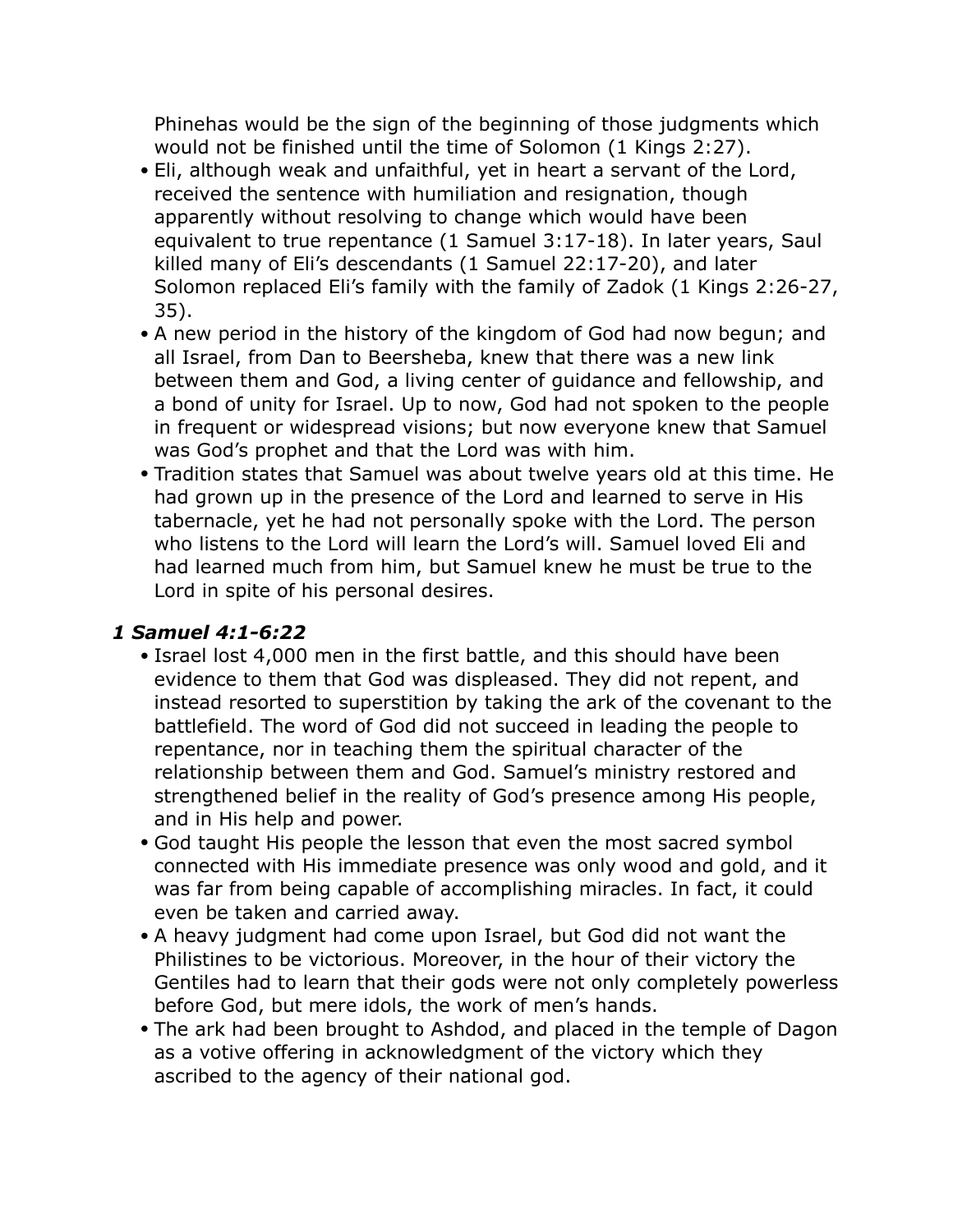Phinehas would be the sign of the beginning of those judgments which would not be finished until the time of Solomon (1 Kings 2:27).

- Eli, although weak and unfaithful, yet in heart a servant of the Lord, received the sentence with humiliation and resignation, though apparently without resolving to change which would have been equivalent to true repentance (1 Samuel 3:17-18). In later years, Saul killed many of Eli's descendants (1 Samuel 22:17-20), and later Solomon replaced Eli's family with the family of Zadok (1 Kings 2:26-27, 35).
- A new period in the history of the kingdom of God had now begun; and all Israel, from Dan to Beersheba, knew that there was a new link between them and God, a living center of guidance and fellowship, and a bond of unity for Israel. Up to now, God had not spoken to the people in frequent or widespread visions; but now everyone knew that Samuel was God's prophet and that the Lord was with him.
- Tradition states that Samuel was about twelve years old at this time. He had grown up in the presence of the Lord and learned to serve in His tabernacle, yet he had not personally spoke with the Lord. The person who listens to the Lord will learn the Lord's will. Samuel loved Eli and had learned much from him, but Samuel knew he must be true to the Lord in spite of his personal desires.

### *1 Samuel 4:1-6:22*

- Israel lost 4,000 men in the first battle, and this should have been evidence to them that God was displeased. They did not repent, and instead resorted to superstition by taking the ark of the covenant to the battlefield. The word of God did not succeed in leading the people to repentance, nor in teaching them the spiritual character of the relationship between them and God. Samuel's ministry restored and strengthened belief in the reality of God's presence among His people, and in His help and power.
- God taught His people the lesson that even the most sacred symbol connected with His immediate presence was only wood and gold, and it was far from being capable of accomplishing miracles. In fact, it could even be taken and carried away.
- A heavy judgment had come upon Israel, but God did not want the Philistines to be victorious. Moreover, in the hour of their victory the Gentiles had to learn that their gods were not only completely powerless before God, but mere idols, the work of men's hands.
- The ark had been brought to Ashdod, and placed in the temple of Dagon as a votive offering in acknowledgment of the victory which they ascribed to the agency of their national god.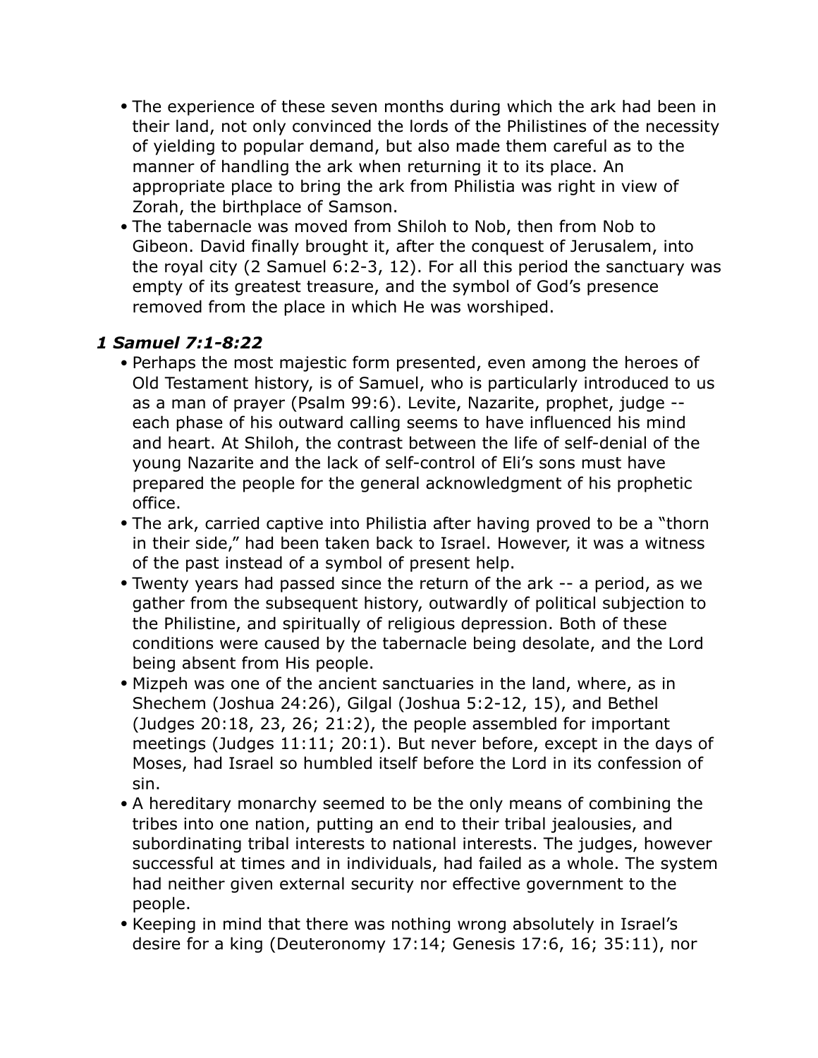- The experience of these seven months during which the ark had been in their land, not only convinced the lords of the Philistines of the necessity of yielding to popular demand, but also made them careful as to the manner of handling the ark when returning it to its place. An appropriate place to bring the ark from Philistia was right in view of Zorah, the birthplace of Samson.
- The tabernacle was moved from Shiloh to Nob, then from Nob to Gibeon. David finally brought it, after the conquest of Jerusalem, into the royal city (2 Samuel 6:2-3, 12). For all this period the sanctuary was empty of its greatest treasure, and the symbol of God's presence removed from the place in which He was worshiped.

### *1 Samuel 7:1-8:22*

- Perhaps the most majestic form presented, even among the heroes of Old Testament history, is of Samuel, who is particularly introduced to us as a man of prayer (Psalm 99:6). Levite, Nazarite, prophet, judge -- each phase of his outward calling seems to have influenced his mind and heart. At Shiloh, the contrast between the life of self-denial of the young Nazarite and the lack of self-control of Eli's sons must have prepared the people for the general acknowledgment of his prophetic office.
- The ark, carried captive into Philistia after having proved to be a "thorn in their side," had been taken back to Israel. However, it was a witness of the past instead of a symbol of present help.
- Twenty years had passed since the return of the ark -- a period, as we gather from the subsequent history, outwardly of political subjection to the Philistine, and spiritually of religious depression. Both of these conditions were caused by the tabernacle being desolate, and the Lord being absent from His people.
- Mizpeh was one of the ancient sanctuaries in the land, where, as in Shechem (Joshua 24:26), Gilgal (Joshua 5:2-12, 15), and Bethel (Judges 20:18, 23, 26; 21:2), the people assembled for important meetings (Judges 11:11; 20:1). But never before, except in the days of Moses, had Israel so humbled itself before the Lord in its confession of sin.
- A hereditary monarchy seemed to be the only means of combining the tribes into one nation, putting an end to their tribal jealousies, and subordinating tribal interests to national interests. The judges, however successful at times and in individuals, had failed as a whole. The system had neither given external security nor effective government to the people.
- Keeping in mind that there was nothing wrong absolutely in Israel's desire for a king (Deuteronomy 17:14; Genesis 17:6, 16; 35:11), nor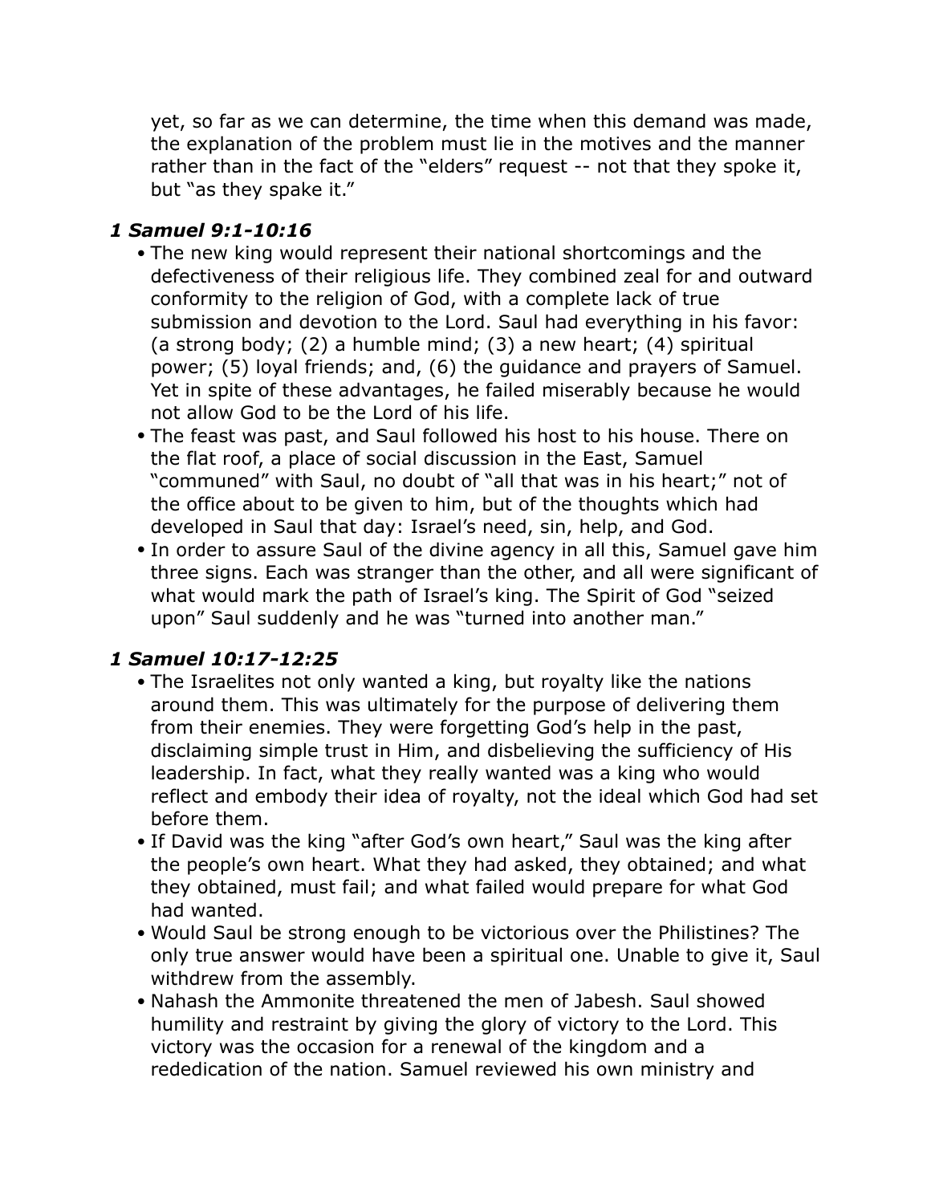yet, so far as we can determine, the time when this demand was made, the explanation of the problem must lie in the motives and the manner rather than in the fact of the "elders" request -- not that they spoke it, but "as they spake it."

### *1 Samuel 9:1-10:16*

- The new king would represent their national shortcomings and the defectiveness of their religious life. They combined zeal for and outward conformity to the religion of God, with a complete lack of true submission and devotion to the Lord. Saul had everything in his favor: (a strong body; (2) a humble mind; (3) a new heart; (4) spiritual power; (5) loyal friends; and, (6) the guidance and prayers of Samuel. Yet in spite of these advantages, he failed miserably because he would not allow God to be the Lord of his life.
- The feast was past, and Saul followed his host to his house. There on the flat roof, a place of social discussion in the East, Samuel "communed" with Saul, no doubt of "all that was in his heart;" not of the office about to be given to him, but of the thoughts which had developed in Saul that day: Israel's need, sin, help, and God.
- In order to assure Saul of the divine agency in all this, Samuel gave him three signs. Each was stranger than the other, and all were significant of what would mark the path of Israel's king. The Spirit of God "seized upon" Saul suddenly and he was "turned into another man."

### *1 Samuel 10:17-12:25*

- The Israelites not only wanted a king, but royalty like the nations around them. This was ultimately for the purpose of delivering them from their enemies. They were forgetting God's help in the past, disclaiming simple trust in Him, and disbelieving the sufficiency of His leadership. In fact, what they really wanted was a king who would reflect and embody their idea of royalty, not the ideal which God had set before them.
- If David was the king "after God's own heart," Saul was the king after the people's own heart. What they had asked, they obtained; and what they obtained, must fail; and what failed would prepare for what God had wanted.
- Would Saul be strong enough to be victorious over the Philistines? The only true answer would have been a spiritual one. Unable to give it, Saul withdrew from the assembly.
- Nahash the Ammonite threatened the men of Jabesh. Saul showed humility and restraint by giving the glory of victory to the Lord. This victory was the occasion for a renewal of the kingdom and a rededication of the nation. Samuel reviewed his own ministry and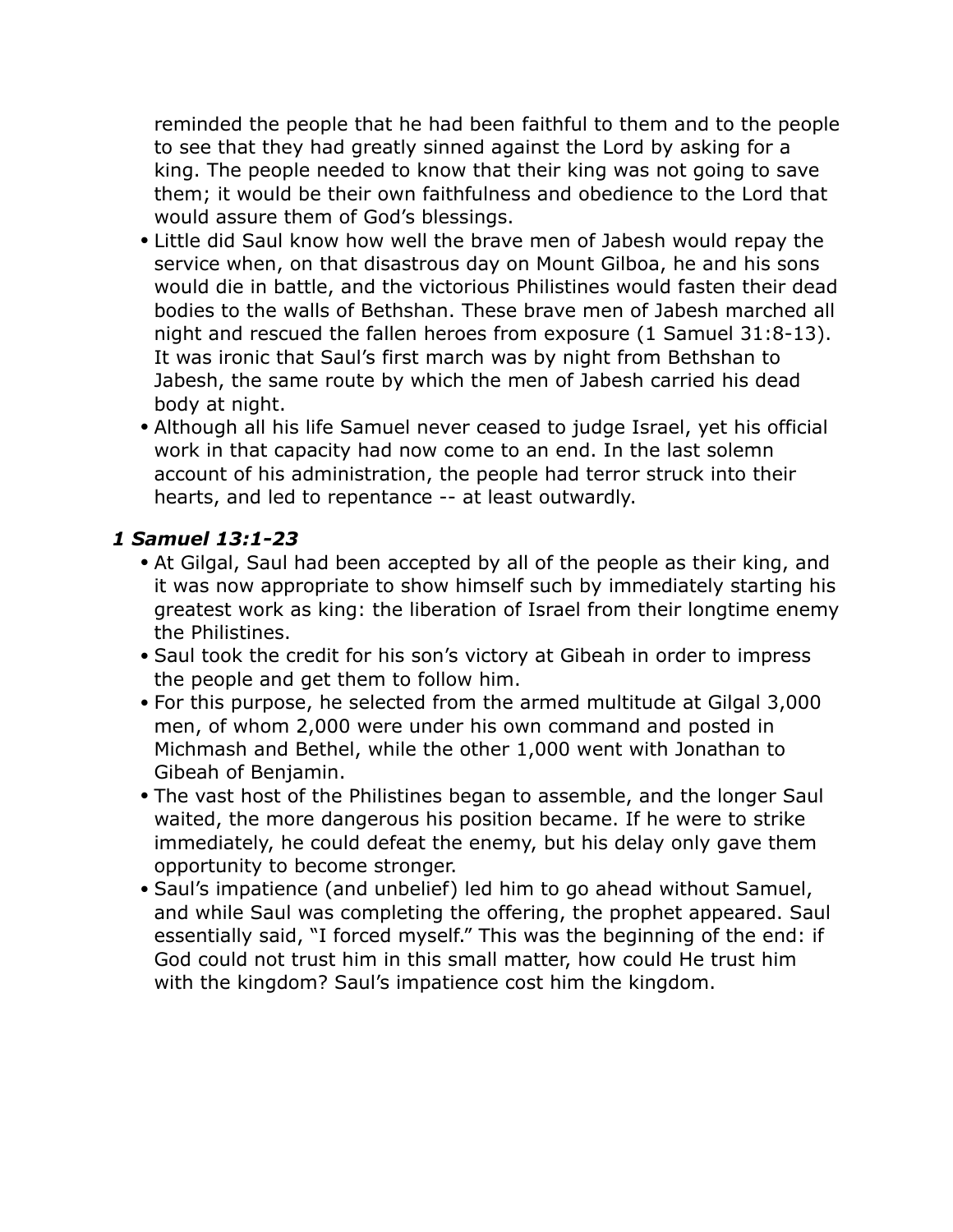reminded the people that he had been faithful to them and to the people to see that they had greatly sinned against the Lord by asking for a king. The people needed to know that their king was not going to save them; it would be their own faithfulness and obedience to the Lord that would assure them of God's blessings.

- Little did Saul know how well the brave men of Jabesh would repay the service when, on that disastrous day on Mount Gilboa, he and his sons would die in battle, and the victorious Philistines would fasten their dead bodies to the walls of Bethshan. These brave men of Jabesh marched all night and rescued the fallen heroes from exposure (1 Samuel 31:8-13). It was ironic that Saul's first march was by night from Bethshan to Jabesh, the same route by which the men of Jabesh carried his dead body at night.
- Although all his life Samuel never ceased to judge Israel, yet his official work in that capacity had now come to an end. In the last solemn account of his administration, the people had terror struck into their hearts, and led to repentance -- at least outwardly.

### *1 Samuel 13:1-23*

- At Gilgal, Saul had been accepted by all of the people as their king, and it was now appropriate to show himself such by immediately starting his greatest work as king: the liberation of Israel from their longtime enemy the Philistines.
- Saul took the credit for his son's victory at Gibeah in order to impress the people and get them to follow him.
- For this purpose, he selected from the armed multitude at Gilgal 3,000 men, of whom 2,000 were under his own command and posted in Michmash and Bethel, while the other 1,000 went with Jonathan to Gibeah of Benjamin.
- The vast host of the Philistines began to assemble, and the longer Saul waited, the more dangerous his position became. If he were to strike immediately, he could defeat the enemy, but his delay only gave them opportunity to become stronger.
- Saul's impatience (and unbelief) led him to go ahead without Samuel, and while Saul was completing the offering, the prophet appeared. Saul essentially said, "I forced myself." This was the beginning of the end: if God could not trust him in this small matter, how could He trust him with the kingdom? Saul's impatience cost him the kingdom.